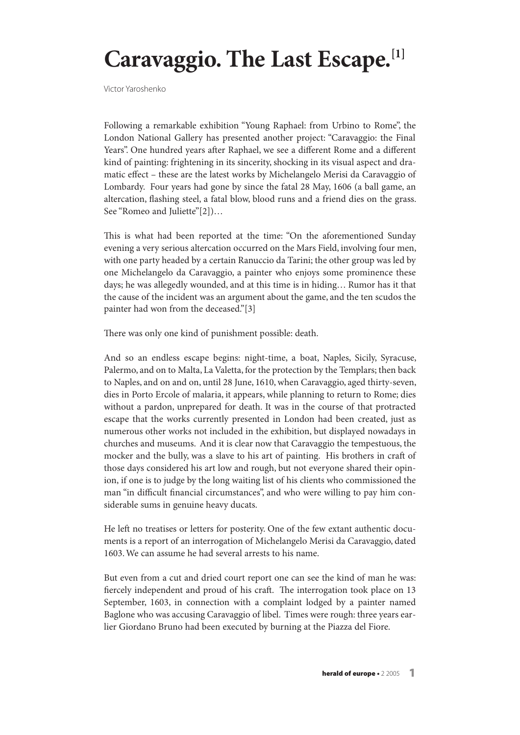# Caravaggio. The Last Escape.[1]

Victor Yaroshenko

Following a remarkable exhibition "Young Raphael: from Urbino to Rome", the London National Gallery has presented another project: "Caravaggio: the Final Years". One hundred years after Raphael, we see a different Rome and a different kind of painting: frightening in its sincerity, shocking in its visual aspect and dramatic effect – these are the latest works by Michelangelo Merisi da Caravaggio of Lombardy. Four years had gone by since the fatal 28 May, 1606 (a ball game, an altercation, flashing steel, a fatal blow, blood runs and a friend dies on the grass. See "Romeo and Juliette"[2])…

This is what had been reported at the time: "On the aforementioned Sunday evening a very serious altercation occurred on the Mars Field, involving four men, with one party headed by a certain Ranuccio da Tarini; the other group was led by one Michelangelo da Caravaggio, a painter who enjoys some prominence these days; he was allegedly wounded, and at this time is in hiding… Rumor has it that the cause of the incident was an argument about the game, and the ten scudos the painter had won from the deceased."[3]

There was only one kind of punishment possible: death.

And so an endless escape begins: night-time, a boat, Naples, Sicily, Syracuse, Palermo, and on to Malta, La Valetta, for the protection by the Templars; then back to Naples, and on and on, until 28 June, 1610, when Caravaggio, aged thirty-seven, dies in Porto Ercole of malaria, it appears, while planning to return to Rome; dies without a pardon, unprepared for death. It was in the course of that protracted escape that the works currently presented in London had been created, just as numerous other works not included in the exhibition, but displayed nowadays in churches and museums. And it is clear now that Caravaggio the tempestuous, the mocker and the bully, was a slave to his art of painting. His brothers in craft of those days considered his art low and rough, but not everyone shared their opinion, if one is to judge by the long waiting list of his clients who commissioned the man "in difficult financial circumstances", and who were willing to pay him considerable sums in genuine heavy ducats.

He left no treatises or letters for posterity. One of the few extant authentic documents is a report of an interrogation of Michelangelo Merisi da Caravaggio, dated 1603. We can assume he had several arrests to his name.

But even from a cut and dried court report one can see the kind of man he was: fiercely independent and proud of his craft. The interrogation took place on 13 September, 1603, in connection with a complaint lodged by a painter named Baglone who was accusing Caravaggio of libel. Times were rough: three years earlier Giordano Bruno had been executed by burning at the Piazza del Fiore.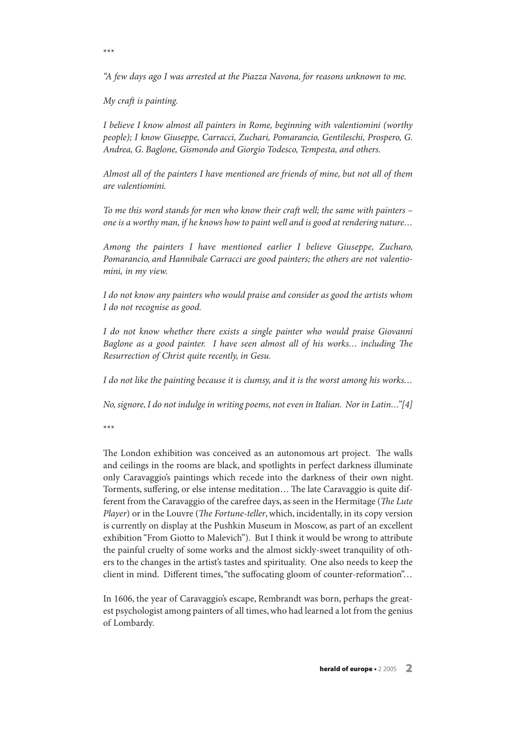\*\*\*

*"A few days ago I was arrested at the Piazza Navona, for reasons unknown to me.*

*My craft is painting.*

*I believe I know almost all painters in Rome, beginning with valentiomini (worthy people); I know Giuseppe, Carracci, Zuchari, Pomarancio, Gentileschi, Prospero, G. Andrea, G. Baglone, Gismondo and Giorgio Todesco, Tempesta, and others.*

*Almost all of the painters I have mentioned are friends of mine, but not all of them are valentiomini.*

*To me this word stands for men who know their craft well; the same with painters – one is a worthy man, if he knows how to paint well and is good at rendering nature…*

*Among the painters I have mentioned earlier I believe Giuseppe, Zucharo, Pomarancio, and Hannibale Carracci are good painters; the others are not valentiomini, in my view.*

*I do not know any painters who would praise and consider as good the artists whom I do not recognise as good.*

*I do not know whether there exists a single painter who would praise Giovanni Baglone as a good painter. I have seen almost all of his works… including The Resurrection of Christ quite recently, in Gesu.*

*I do not like the painting because it is clumsy, and it is the worst among his works…*

*No, signore, I do not indulge in writing poems, not even in Italian. Nor in Latin…"[4]*

\*\*\*

The London exhibition was conceived as an autonomous art project. The walls and ceilings in the rooms are black, and spotlights in perfect darkness illuminate only Caravaggio's paintings which recede into the darkness of their own night. Torments, suffering, or else intense meditation… The late Caravaggio is quite different from the Caravaggio of the carefree days, as seen in the Hermitage (*The Lute Player*) or in the Louvre (*The Fortune-teller*, which, incidentally, in its copy version is currently on display at the Pushkin Museum in Moscow, as part of an excellent exhibition "From Giotto to Malevich"). But I think it would be wrong to attribute the painful cruelty of some works and the almost sickly-sweet tranquility of others to the changes in the artist's tastes and spirituality. One also needs to keep the client in mind. Different times, "the suffocating gloom of counter-reformation"…

In 1606, the year of Caravaggio's escape, Rembrandt was born, perhaps the greatest psychologist among painters of all times, who had learned a lot from the genius of Lombardy.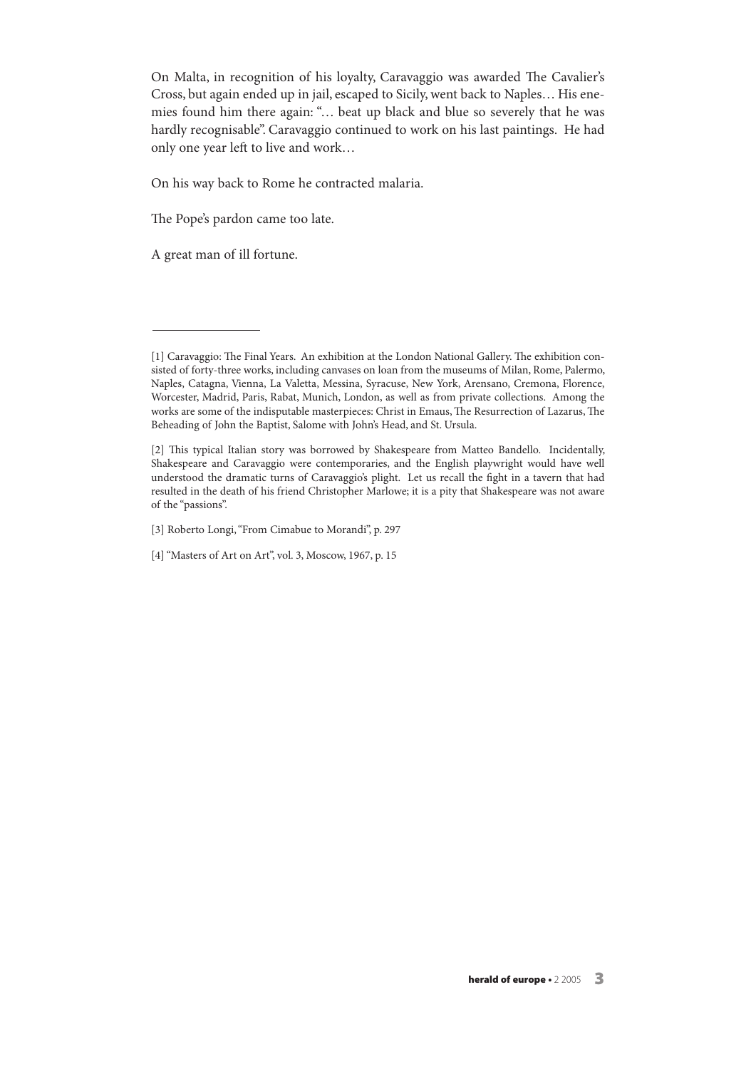On Malta, in recognition of his loyalty, Caravaggio was awarded The Cavalier's Cross, but again ended up in jail, escaped to Sicily, went back to Naples… His enemies found him there again: "… beat up black and blue so severely that he was hardly recognisable". Caravaggio continued to work on his last paintings. He had only one year left to live and work…

On his way back to Rome he contracted malaria.

The Pope's pardon came too late.

A great man of ill fortune.

---

[1] Caravaggio: The Final Years. An exhibition at the London National Gallery. The exhibition consisted of forty-three works, including canvases on loan from the museums of Milan, Rome, Palermo, Naples, Catagna, Vienna, La Valetta, Messina, Syracuse, New York, Arensano, Cremona, Florence, Worcester, Madrid, Paris, Rabat, Munich, London, as well as from private collections. Among the works are some of the indisputable masterpieces: Christ in Emaus, The Resurrection of Lazarus, The Beheading of John the Baptist, Salome with John's Head, and St. Ursula.

[2] This typical Italian story was borrowed by Shakespeare from Matteo Bandello. Incidentally, Shakespeare and Caravaggio were contemporaries, and the English playwright would have well understood the dramatic turns of Caravaggio's plight. Let us recall the fight in a tavern that had resulted in the death of his friend Christopher Marlowe; it is a pity that Shakespeare was not aware of the "passions".

[3] Roberto Longi, "From Cimabue to Morandi", p. 297

[4] "Masters of Art on Art", vol. 3, Moscow, 1967, p. 15